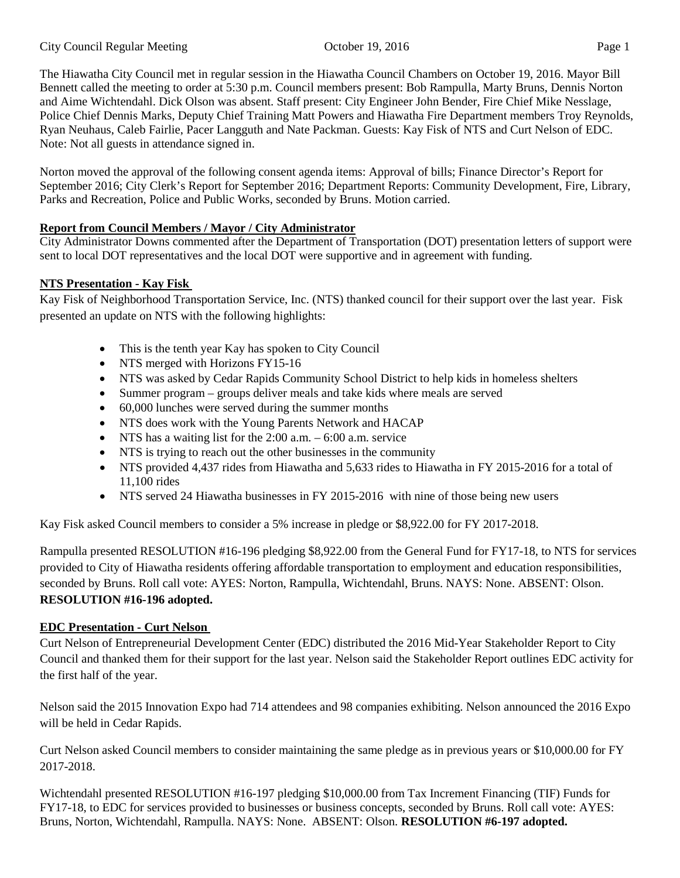The Hiawatha City Council met in regular session in the Hiawatha Council Chambers on October 19, 2016. Mayor Bill Bennett called the meeting to order at 5:30 p.m. Council members present: Bob Rampulla, Marty Bruns, Dennis Norton and Aime Wichtendahl. Dick Olson was absent. Staff present: City Engineer John Bender, Fire Chief Mike Nesslage, Police Chief Dennis Marks, Deputy Chief Training Matt Powers and Hiawatha Fire Department members Troy Reynolds, Ryan Neuhaus, Caleb Fairlie, Pacer Langguth and Nate Packman. Guests: Kay Fisk of NTS and Curt Nelson of EDC. Note: Not all guests in attendance signed in.

Norton moved the approval of the following consent agenda items: Approval of bills; Finance Director's Report for September 2016; City Clerk's Report for September 2016; Department Reports: Community Development, Fire, Library, Parks and Recreation, Police and Public Works, seconded by Bruns. Motion carried.

**Report from Council Members / Mayor / City Administrator**

City Administrator Downs commented after the Department of Transportation (DOT) presentation letters of support were sent to local DOT representatives and the local DOT were supportive and in agreement with funding.

**NTS Presentation - Kay Fisk**

Kay Fisk of Neighborhood Transportation Service, Inc. (NTS) thanked council for their support over the last year. Fisk presented an update on NTS with the following highlights:

- This is the tenth year Kay has spoken to City Council
- NTS merged with Horizons FY15-16
- NTS was asked by Cedar Rapids Community School District to help kids in homeless shelters
- Summer program – groups deliver meals and take kids where meals are served
- 60,000 lunches were served during the summer months
- NTS does work with the Young Parents Network and HACAP
- NTS has a waiting list for the 2:00 a.m. – 6:00 a.m. service
- NTS is trying to reach out the other businesses in the community
- NTS provided 4,437 rides from Hiawatha and 5,633 rides to Hiawatha in FY 2015-2016 for a total of 11,100 rides
- NTS served 24 Hiawatha businesses in FY 2015-2016 with nine of those being new users

Kay Fisk asked Council members to consider a 5% increase in pledge or $8,922.00 for FY 2017-2018.

Rampulla presented RESOLUTION #16-196 pledging $8,922.00 from the General Fund for FY17-18, to NTS for services provided to City of Hiawatha residents offering affordable transportation to employment and education responsibilities, seconded by Bruns. Roll call vote: AYES: Norton, Rampulla, Wichtendahl, Bruns. NAYS: None. ABSENT: Olson. **RESOLUTION #16-196 adopted.**

**EDC Presentation - Curt Nelson**

Curt Nelson of Entrepreneurial Development Center (EDC) distributed the 2016 Mid-Year Stakeholder Report to City Council and thanked them for their support for the last year. Nelson said the Stakeholder Report outlines EDC activity for the first half of the year.

Nelson said the 2015 Innovation Expo had 714 attendees and 98 companies exhibiting. Nelson announced the 2016 Expo will be held in Cedar Rapids.

Curt Nelson asked Council members to consider maintaining the same pledge as in previous years or $10,000.00 for FY 2017-2018.

Wichtendahl presented RESOLUTION #16-197 pledging $10,000.00 from Tax Increment Financing (TIF) Funds for FY17-18, to EDC for services provided to businesses or business concepts, seconded by Bruns. Roll call vote: AYES: Bruns, Norton, Wichtendahl, Rampulla. NAYS: None. ABSENT: Olson. **RESOLUTION #6-197 adopted.**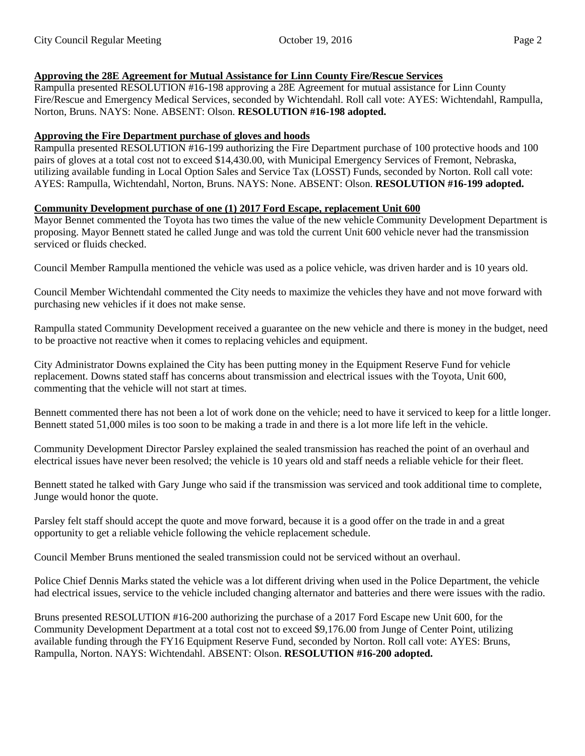**Approving the 28E Agreement for Mutual Assistance for Linn County Fire/Rescue Services**

Rampulla presented RESOLUTION #16-198 approving a 28E Agreement for mutual assistance for Linn County Fire/Rescue and Emergency Medical Services, seconded by Wichtendahl. Roll call vote: AYES: Wichtendahl, Rampulla, Norton, Bruns. NAYS: None. ABSENT: Olson. **RESOLUTION #16-198 adopted.**

**Approving the Fire Department purchase of gloves and hoods**

Rampulla presented RESOLUTION #16-199 authorizing the Fire Department purchase of 100 protective hoods and 100 pairs of gloves at a total cost not to exceed $14,430.00, with Municipal Emergency Services of Fremont, Nebraska, utilizing available funding in Local Option Sales and Service Tax (LOSST) Funds, seconded by Norton. Roll call vote: AYES: Rampulla, Wichtendahl, Norton, Bruns. NAYS: None. ABSENT: Olson. **RESOLUTION #16-199 adopted.**

**Community Development purchase of one (1) 2017 Ford Escape, replacement Unit 600**

Mayor Bennet commented the Toyota has two times the value of the new vehicle Community Development Department is proposing. Mayor Bennett stated he called Junge and was told the current Unit 600 vehicle never had the transmission serviced or fluids checked.

Council Member Rampulla mentioned the vehicle was used as a police vehicle, was driven harder and is 10 years old.

Council Member Wichtendahl commented the City needs to maximize the vehicles they have and not move forward with purchasing new vehicles if it does not make sense.

Rampulla stated Community Development received a guarantee on the new vehicle and there is money in the budget, need to be proactive not reactive when it comes to replacing vehicles and equipment.

City Administrator Downs explained the City has been putting money in the Equipment Reserve Fund for vehicle replacement. Downs stated staff has concerns about transmission and electrical issues with the Toyota, Unit 600, commenting that the vehicle will not start at times.

Bennett commented there has not been a lot of work done on the vehicle; need to have it serviced to keep for a little longer. Bennett stated 51,000 miles is too soon to be making a trade in and there is a lot more life left in the vehicle.

Community Development Director Parsley explained the sealed transmission has reached the point of an overhaul and electrical issues have never been resolved; the vehicle is 10 years old and staff needs a reliable vehicle for their fleet.

Bennett stated he talked with Gary Junge who said if the transmission was serviced and took additional time to complete, Junge would honor the quote.

Parsley felt staff should accept the quote and move forward, because it is a good offer on the trade in and a great opportunity to get a reliable vehicle following the vehicle replacement schedule.

Council Member Bruns mentioned the sealed transmission could not be serviced without an overhaul.

Police Chief Dennis Marks stated the vehicle was a lot different driving when used in the Police Department, the vehicle had electrical issues, service to the vehicle included changing alternator and batteries and there were issues with the radio.

Bruns presented RESOLUTION #16-200 authorizing the purchase of a 2017 Ford Escape new Unit 600, for the Community Development Department at a total cost not to exceed $9,176.00 from Junge of Center Point, utilizing available funding through the FY16 Equipment Reserve Fund, seconded by Norton. Roll call vote: AYES: Bruns, Rampulla, Norton. NAYS: Wichtendahl. ABSENT: Olson. **RESOLUTION #16-200 adopted.**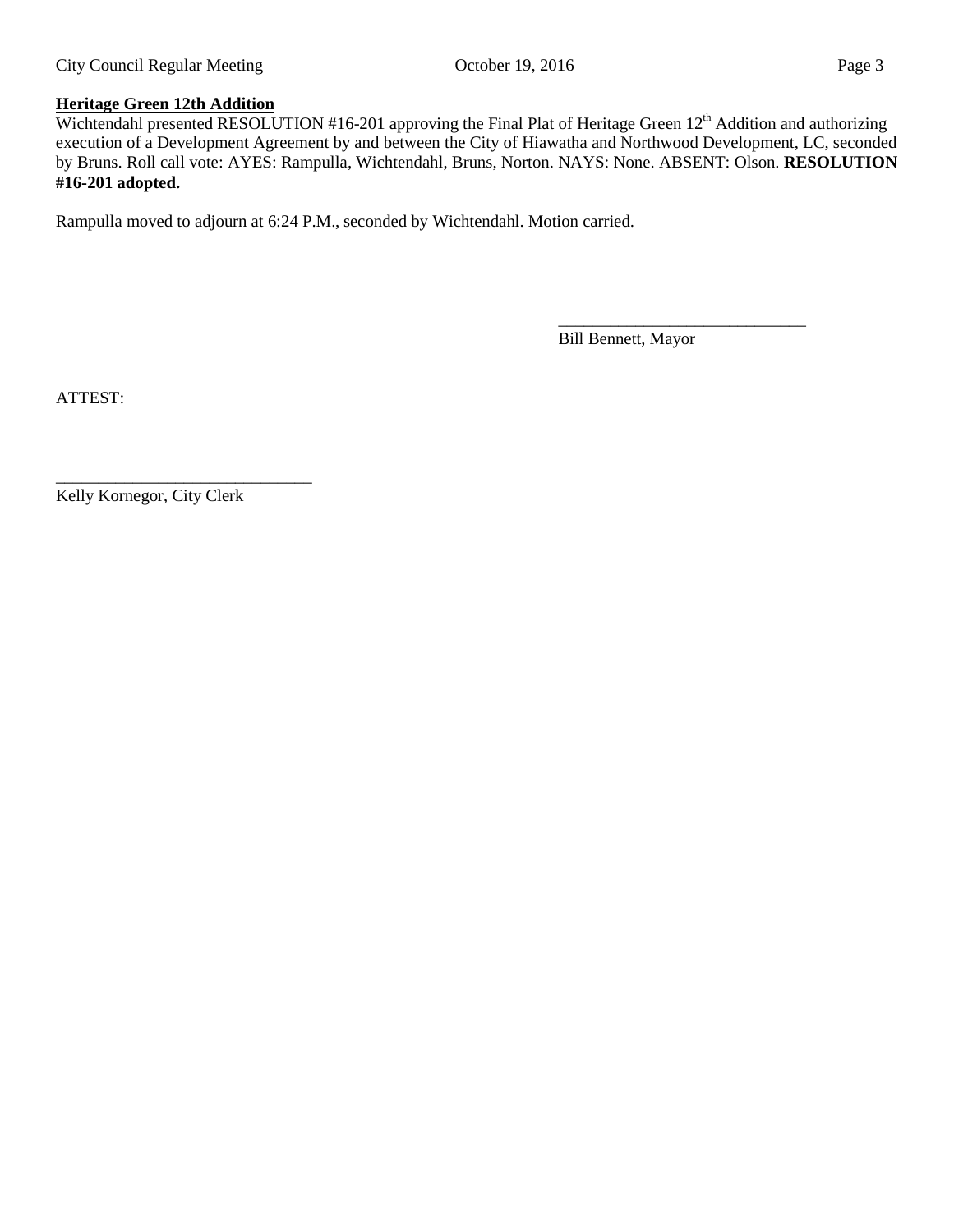**Heritage Green 12th Addition**

Wichtendahl presented RESOLUTION #16-201 approving the Final Plat of Heritage Green 12th Addition and authorizing execution of a Development Agreement by and between the City of Hiawatha and Northwood Development, LC, seconded by Bruns. Roll call vote: AYES: Rampulla, Wichtendahl, Bruns, Norton. NAYS: None. ABSENT: Olson. **RESOLUTION #16-201 adopted.**

Rampulla moved to adjourn at 6:24 P.M., seconded by Wichtendahl. Motion carried.

\_\_\_\_\_\_\_\_\_\_\_\_\_\_\_\_\_\_\_\_\_\_\_\_\_\_\_\_\_\_
Bill Bennett, Mayor

ATTEST:

\_\_\_\_\_\_\_\_\_\_\_\_\_\_\_\_\_\_\_\_\_\_\_\_\_\_\_\_\_\_
Kelly Kornegor, City Clerk